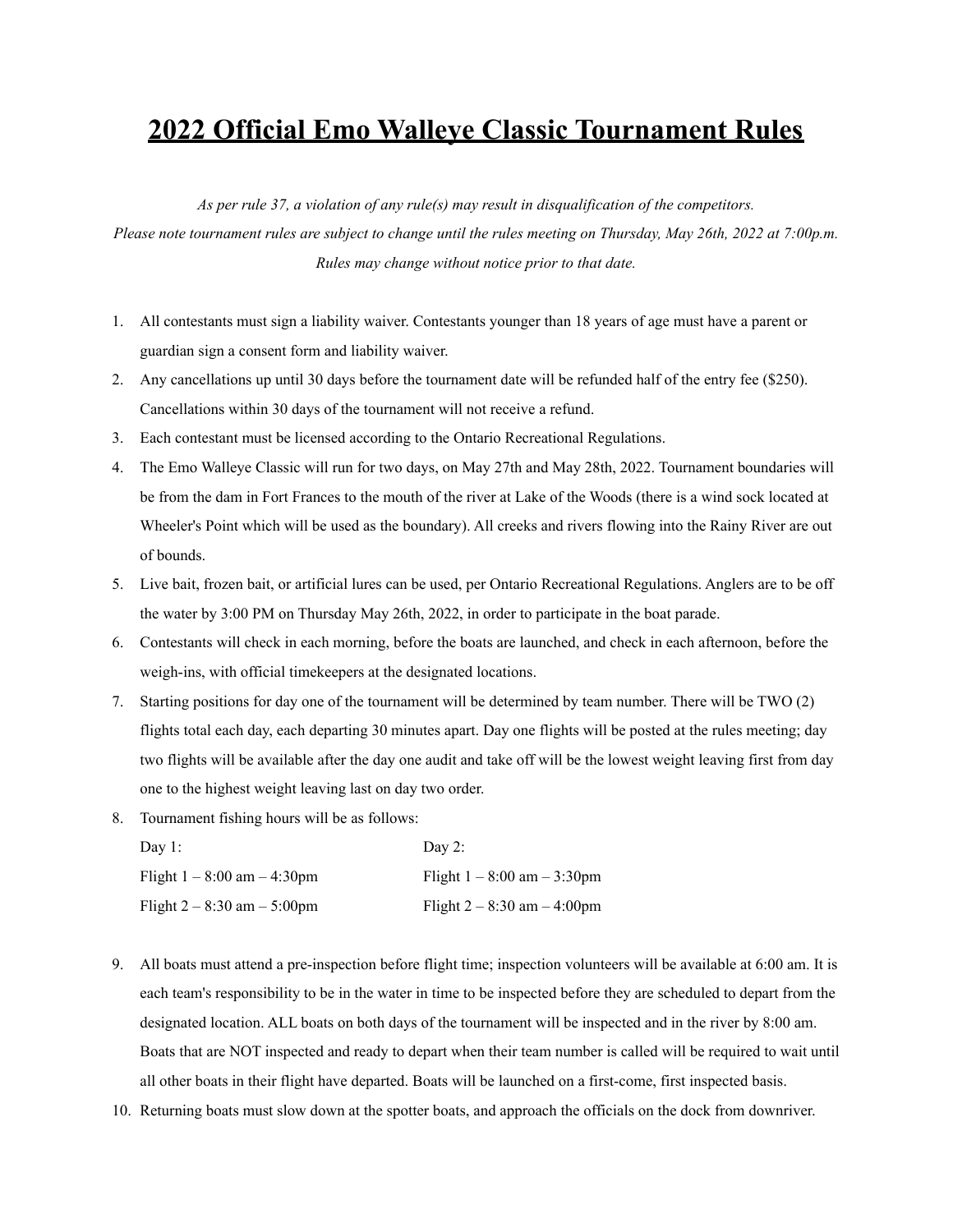# 2022 Official Emo Walleye Classic Tournament Rules

*As per rule 37, a violation of any rule(s) may result in disqualification of the competitors.*
*Please note tournament rules are subject to change until the rules meeting on Thursday, May 26th, 2022 at 7:00p.m.*
*Rules may change without notice prior to that date.*

1. All contestants must sign a liability waiver. Contestants younger than 18 years of age must have a parent or guardian sign a consent form and liability waiver.
2. Any cancellations up until 30 days before the tournament date will be refunded half of the entry fee ($250). Cancellations within 30 days of the tournament will not receive a refund.
3. Each contestant must be licensed according to the Ontario Recreational Regulations.
4. The Emo Walleye Classic will run for two days, on May 27th and May 28th, 2022. Tournament boundaries will be from the dam in Fort Frances to the mouth of the river at Lake of the Woods (there is a wind sock located at Wheeler's Point which will be used as the boundary). All creeks and rivers flowing into the Rainy River are out of bounds.
5. Live bait, frozen bait, or artificial lures can be used, per Ontario Recreational Regulations. Anglers are to be off the water by 3:00 PM on Thursday May 26th, 2022, in order to participate in the boat parade.
6. Contestants will check in each morning, before the boats are launched, and check in each afternoon, before the weigh-ins, with official timekeepers at the designated locations.
7. Starting positions for day one of the tournament will be determined by team number. There will be TWO (2) flights total each day, each departing 30 minutes apart. Day one flights will be posted at the rules meeting; day two flights will be available after the day one audit and take off will be the lowest weight leaving first from day one to the highest weight leaving last on day two order.
8. Tournament fishing hours will be as follows:

   | Day 1: | Day 2: |
   | --- | --- |
   | Flight 1 – 8:00 am – 4:30pm | Flight 1 – 8:00 am – 3:30pm |
   | Flight 2 – 8:30 am – 5:00pm | Flight 2 – 8:30 am – 4:00pm |

9. All boats must attend a pre-inspection before flight time; inspection volunteers will be available at 6:00 am. It is each team's responsibility to be in the water in time to be inspected before they are scheduled to depart from the designated location. ALL boats on both days of the tournament will be inspected and in the river by 8:00 am. Boats that are NOT inspected and ready to depart when their team number is called will be required to wait until all other boats in their flight have departed. Boats will be launched on a first-come, first inspected basis.
10. Returning boats must slow down at the spotter boats, and approach the officials on the dock from downriver.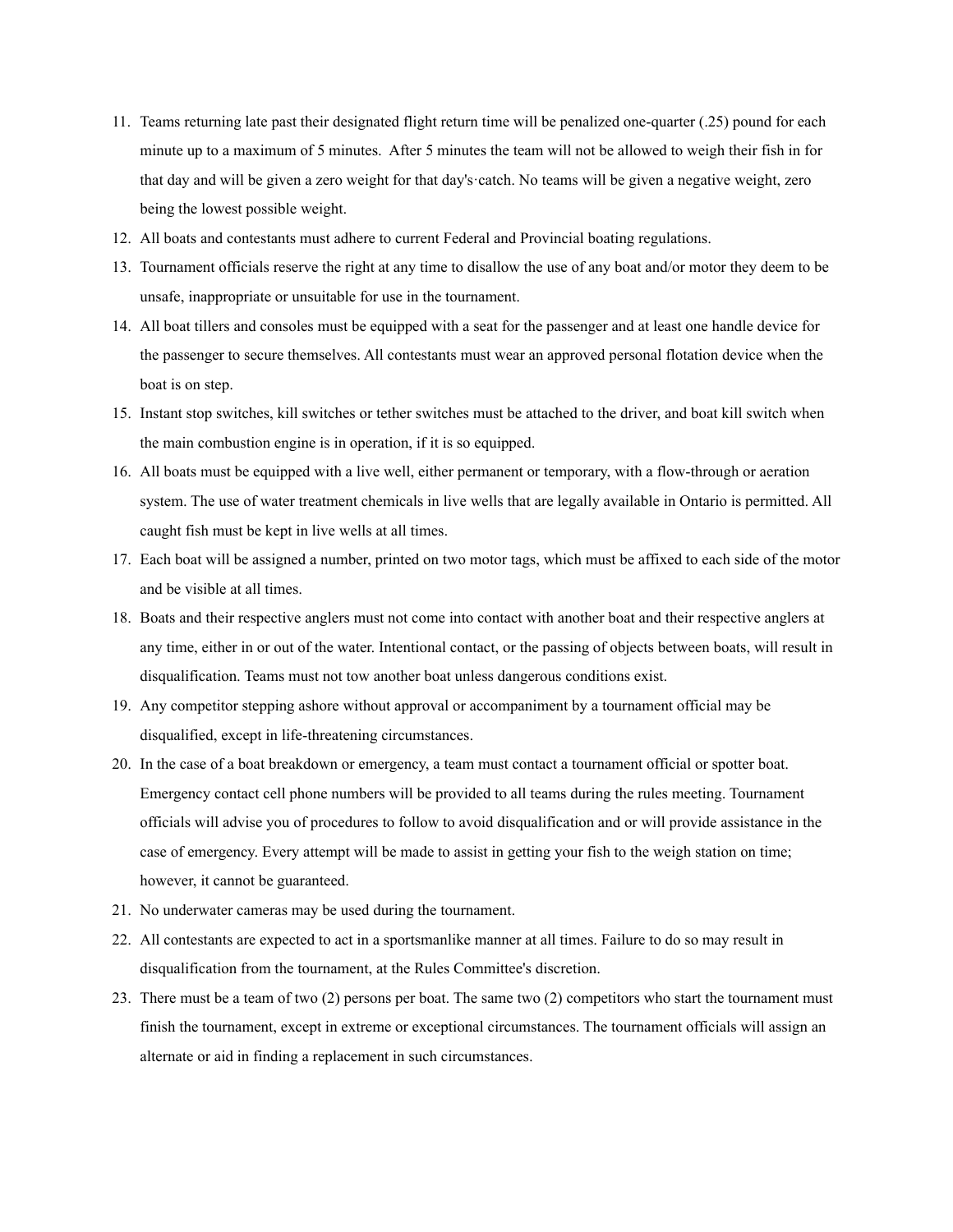11. Teams returning late past their designated flight return time will be penalized one-quarter (.25) pound for each minute up to a maximum of 5 minutes. After 5 minutes the team will not be allowed to weigh their fish in for that day and will be given a zero weight for that day's·catch. No teams will be given a negative weight, zero being the lowest possible weight.
12. All boats and contestants must adhere to current Federal and Provincial boating regulations.
13. Tournament officials reserve the right at any time to disallow the use of any boat and/or motor they deem to be unsafe, inappropriate or unsuitable for use in the tournament.
14. All boat tillers and consoles must be equipped with a seat for the passenger and at least one handle device for the passenger to secure themselves. All contestants must wear an approved personal flotation device when the boat is on step.
15. Instant stop switches, kill switches or tether switches must be attached to the driver, and boat kill switch when the main combustion engine is in operation, if it is so equipped.
16. All boats must be equipped with a live well, either permanent or temporary, with a flow-through or aeration system. The use of water treatment chemicals in live wells that are legally available in Ontario is permitted. All caught fish must be kept in live wells at all times.
17. Each boat will be assigned a number, printed on two motor tags, which must be affixed to each side of the motor and be visible at all times.
18. Boats and their respective anglers must not come into contact with another boat and their respective anglers at any time, either in or out of the water. Intentional contact, or the passing of objects between boats, will result in disqualification. Teams must not tow another boat unless dangerous conditions exist.
19. Any competitor stepping ashore without approval or accompaniment by a tournament official may be disqualified, except in life-threatening circumstances.
20. In the case of a boat breakdown or emergency, a team must contact a tournament official or spotter boat. Emergency contact cell phone numbers will be provided to all teams during the rules meeting. Tournament officials will advise you of procedures to follow to avoid disqualification and or will provide assistance in the case of emergency. Every attempt will be made to assist in getting your fish to the weigh station on time; however, it cannot be guaranteed.
21. No underwater cameras may be used during the tournament.
22. All contestants are expected to act in a sportsmanlike manner at all times. Failure to do so may result in disqualification from the tournament, at the Rules Committee's discretion.
23. There must be a team of two (2) persons per boat. The same two (2) competitors who start the tournament must finish the tournament, except in extreme or exceptional circumstances. The tournament officials will assign an alternate or aid in finding a replacement in such circumstances.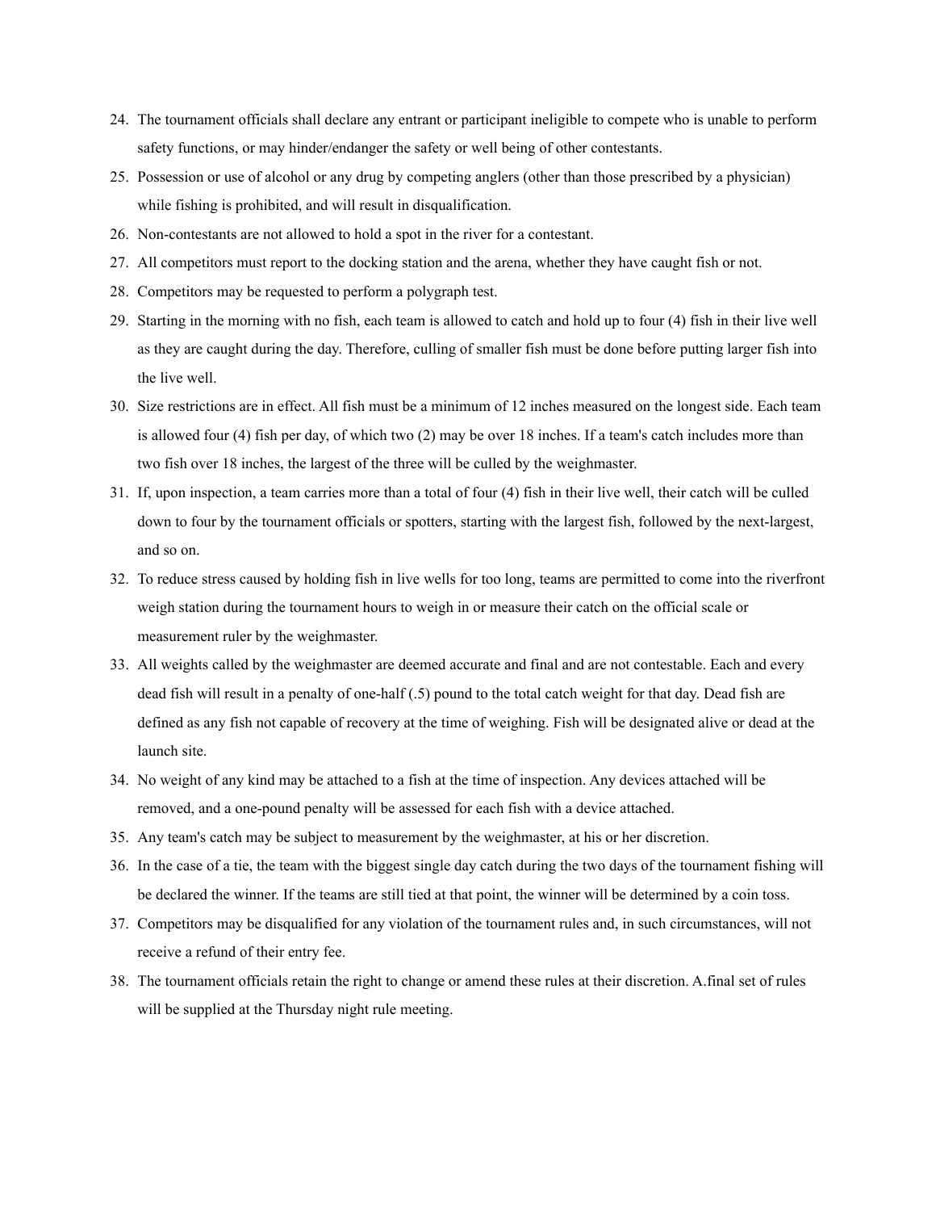24. The tournament officials shall declare any entrant or participant ineligible to compete who is unable to perform safety functions, or may hinder/endanger the safety or well being of other contestants.
25. Possession or use of alcohol or any drug by competing anglers (other than those prescribed by a physician) while fishing is prohibited, and will result in disqualification.
26. Non-contestants are not allowed to hold a spot in the river for a contestant.
27. All competitors must report to the docking station and the arena, whether they have caught fish or not.
28. Competitors may be requested to perform a polygraph test.
29. Starting in the morning with no fish, each team is allowed to catch and hold up to four (4) fish in their live well as they are caught during the day. Therefore, culling of smaller fish must be done before putting larger fish into the live well.
30. Size restrictions are in effect. All fish must be a minimum of 12 inches measured on the longest side. Each team is allowed four (4) fish per day, of which two (2) may be over 18 inches. If a team's catch includes more than two fish over 18 inches, the largest of the three will be culled by the weighmaster.
31. If, upon inspection, a team carries more than a total of four (4) fish in their live well, their catch will be culled down to four by the tournament officials or spotters, starting with the largest fish, followed by the next-largest, and so on.
32. To reduce stress caused by holding fish in live wells for too long, teams are permitted to come into the riverfront weigh station during the tournament hours to weigh in or measure their catch on the official scale or measurement ruler by the weighmaster.
33. All weights called by the weighmaster are deemed accurate and final and are not contestable. Each and every dead fish will result in a penalty of one-half (.5) pound to the total catch weight for that day. Dead fish are defined as any fish not capable of recovery at the time of weighing. Fish will be designated alive or dead at the launch site.
34. No weight of any kind may be attached to a fish at the time of inspection. Any devices attached will be removed, and a one-pound penalty will be assessed for each fish with a device attached.
35. Any team's catch may be subject to measurement by the weighmaster, at his or her discretion.
36. In the case of a tie, the team with the biggest single day catch during the two days of the tournament fishing will be declared the winner. If the teams are still tied at that point, the winner will be determined by a coin toss.
37. Competitors may be disqualified for any violation of the tournament rules and, in such circumstances, will not receive a refund of their entry fee.
38. The tournament officials retain the right to change or amend these rules at their discretion. A.final set of rules will be supplied at the Thursday night rule meeting.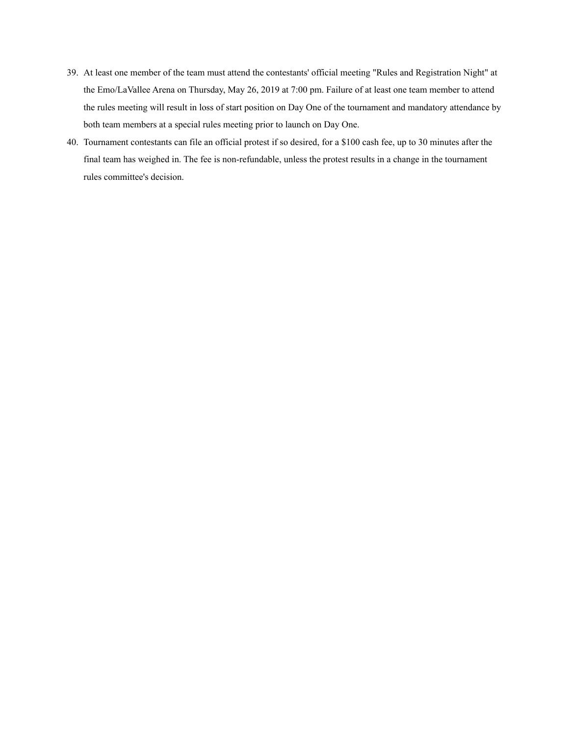39. At least one member of the team must attend the contestants' official meeting "Rules and Registration Night" at the Emo/LaVallee Arena on Thursday, May 26, 2019 at 7:00 pm. Failure of at least one team member to attend the rules meeting will result in loss of start position on Day One of the tournament and mandatory attendance by both team members at a special rules meeting prior to launch on Day One.
40. Tournament contestants can file an official protest if so desired, for a $100 cash fee, up to 30 minutes after the final team has weighed in. The fee is non-refundable, unless the protest results in a change in the tournament rules committee's decision.